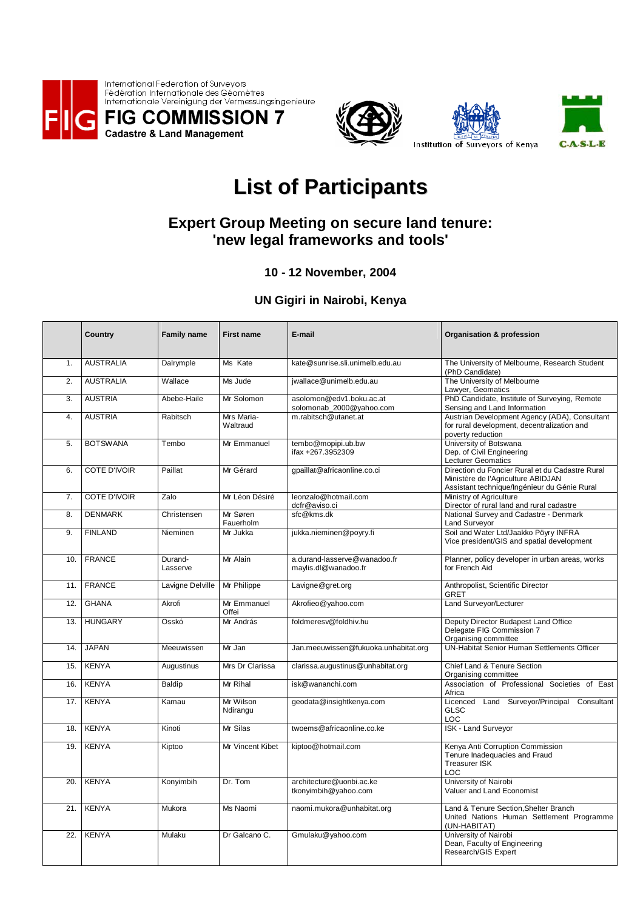International Federation of Surveyors
Fédération Internationale des Géomètres
Internationale Vereinigung der Vermessungsingenieure

**FIG COMMISSION 7**
**Cadastre & Land Management**

Institution of Surveyors of Kenya

C.A.S.L.E

# List of Participants

## Expert Group Meeting on secure land tenure: 'new legal frameworks and tools'

### 10 - 12 November, 2004

### UN Gigiri in Nairobi, Kenya

| | Country | Family name | First name | E-mail | Organisation & profession |
|---|---|---|---|---|---|
| 1. | AUSTRALIA | Dalrymple | Ms Kate | kate@sunrise.sli.unimelb.edu.au | The University of Melbourne, Research Student (PhD Candidate) |
| 2. | AUSTRALIA | Wallace | Ms Jude | jwallace@unimelb.edu.au | The University of Melbourne Lawyer, Geomatics |
| 3. | AUSTRIA | Abebe-Haile | Mr Solomon | asolomon@edv1.boku.ac.at solomonab_2000@yahoo.com | PhD Candidate, Institute of Surveying, Remote Sensing and Land Information |
| 4. | AUSTRIA | Rabitsch | Mrs Maria-Waltraud | m.rabitsch@utanet.at | Austrian Development Agency (ADA), Consultant for rural development, decentralization and poverty reduction |
| 5. | BOTSWANA | Tembo | Mr Emmanuel | tembo@mopipi.ub.bw ifax +267.3952309 | University of Botswana Dep. of Civil Engineering Lecturer Geomatics |
| 6. | COTE D'IVOIR | Paillat | Mr Gérard | gpaillat@africaonline.co.ci | Direction du Foncier Rural et du Cadastre Rural Ministère de l'Agriculture ABIDJAN Assistant technique/Ingénieur du Génie Rural |
| 7. | COTE D'IVOIR | Zalo | Mr Léon Désiré | leonzalo@hotmail.com dcfr@aviso.ci | Ministry of Agriculture Director of rural land and rural cadastre |
| 8. | DENMARK | Christensen | Mr Søren Fauerholm | sfc@kms.dk | National Survey and Cadastre - Denmark Land Surveyor |
| 9. | FINLAND | Nieminen | Mr Jukka | jukka.nieminen@poyry.fi | Soil and Water Ltd/Jaakko Pöyry INFRA Vice president/GIS and spatial development |
| 10. | FRANCE | Durand-Lasserve | Mr Alain | a.durand-lasserve@wanadoo.fr maylis.dl@wanadoo.fr | Planner, policy developer in urban areas, works for French Aid |
| 11. | FRANCE | Lavigne Delville | Mr Philippe | Lavigne@gret.org | Anthropolist, Scientific Director GRET |
| 12. | GHANA | Akrofi | Mr Emmanuel Offei | Akrofieo@yahoo.com | Land Surveyor/Lecturer |
| 13. | HUNGARY | Osskó | Mr András | foldmeresv@foldhiv.hu | Deputy Director Budapest Land Office Delegate FIG Commission 7 Organising committee |
| 14. | JAPAN | Meeuwissen | Mr Jan | Jan.meeuwissen@fukuoka.unhabitat.org | UN-Habitat Senior Human Settlements Officer |
| 15. | KENYA | Augustinus | Mrs Dr Clarissa | clarissa.augustinus@unhabitat.org | Chief Land & Tenure Section Organising committee |
| 16. | KENYA | Baldip | Mr Rihal | isk@wananchi.com | Association of Professional Societies of East Africa |
| 17. | KENYA | Kamau | Mr Wilson Ndirangu | geodata@insightkenya.com | Licenced Land Surveyor/Principal Consultant GLSC LOC |
| 18. | KENYA | Kinoti | Mr Silas | twoems@africaonline.co.ke | ISK - Land Surveyor |
| 19. | KENYA | Kiptoo | Mr Vincent Kibet | kiptoo@hotmail.com | Kenya Anti Corruption Commission Tenure Inadequacies and Fraud Treasurer ISK LOC |
| 20. | KENYA | Konyimbih | Dr. Tom | architecture@uonbi.ac.ke tkonyimbih@yahoo.com | University of Nairobi Valuer and Land Economist |
| 21. | KENYA | Mukora | Ms Naomi | naomi.mukora@unhabitat.org | Land & Tenure Section,Shelter Branch United Nations Human Settlement Programme (UN-HABITAT) |
| 22. | KENYA | Mulaku | Dr Galcano C. | Gmulaku@yahoo.com | University of Nairobi Dean, Faculty of Engineering Research/GIS Expert |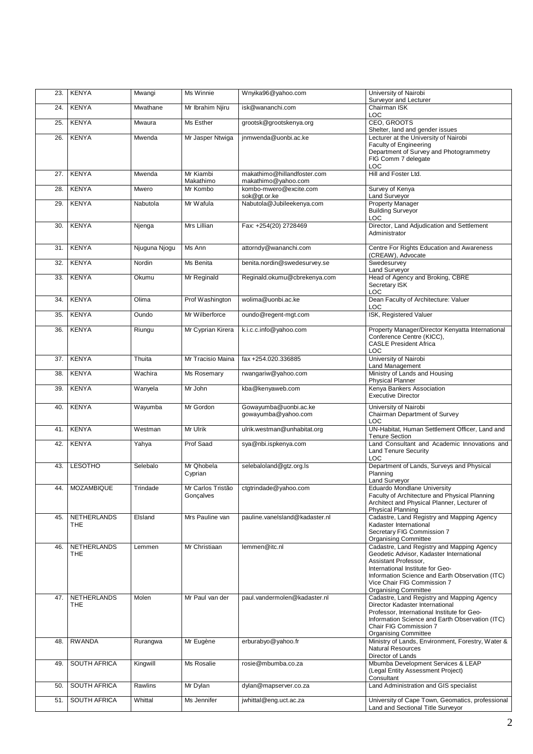| 23. | KENYA | Mwangi | Ms Winnie | Wnyika96@yahoo.com | University of Nairobi<br>Surveyor and Lecturer |
|---|---|---|---|---|---|
| 24. | KENYA | Mwathane | Mr Ibrahim Njiru | isk@wananchi.com | Chairman ISK<br>LOC |
| 25. | KENYA | Mwaura | Ms Esther | grootsk@grootskenya.org | CEO, GROOTS<br>Shelter, land and gender issues |
| 26. | KENYA | Mwenda | Mr Jasper Ntwiga | jnmwenda@uonbi.ac.ke | Lecturer at the University of Nairobi<br>Faculty of Engineering<br>Department of Survey and Photogrammetry<br>FIG Comm 7 delegate<br>LOC |
| 27. | KENYA | Mwenda | Mr Kiambi Makathimo | makathimo@hillandfoster.com<br>makathimo@yahoo.com | Hill and Foster Ltd. |
| 28. | KENYA | Mwero | Mr Kombo | kombo-mwero@excite.com<br>sok@gt.or.ke | Survey of Kenya<br>Land Surveyor |
| 29. | KENYA | Nabutola | Mr Wafula | Nabutola@Jubileekenya.com | Property Manager<br>Building Surveyor<br>LOC |
| 30. | KENYA | Njenga | Mrs Lillian | Fax: +254(20) 2728469 | Director, Land Adjudication and Settlement Administrator |
| 31. | KENYA | Njuguna Njogu | Ms Ann | attorndy@wananchi.com | Centre For Rights Education and Awareness (CREAW), Advocate |
| 32. | KENYA | Nordin | Ms Benita | benita.nordin@swedesurvey.se | Swedesurvey<br>Land Surveyor |
| 33. | KENYA | Okumu | Mr Reginald | Reginald.okumu@cbrekenya.com | Head of Agency and Broking, CBRE<br>Secretary ISK<br>LOC |
| 34. | KENYA | Olima | Prof Washington | wolima@uonbi.ac.ke | Dean Faculty of Architecture: Valuer<br>LOC |
| 35. | KENYA | Oundo | Mr Wilberforce | oundo@regent-mgt.com | ISK, Registered Valuer |
| 36. | KENYA | Riungu | Mr Cyprian Kirera | k.i.c.c.info@yahoo.com | Property Manager/Director Kenyatta International Conference Centre (KICC),<br>CASLE President Africa<br>LOC |
| 37. | KENYA | Thuita | Mr Tracisio Maina | fax +254.020.336885 | University of Nairobi<br>Land Management |
| 38. | KENYA | Wachira | Ms Rosemary | rwangariw@yahoo.com | Ministry of Lands and Housing<br>Physical Planner |
| 39. | KENYA | Wanyela | Mr John | kba@kenyaweb.com | Kenya Bankers Association<br>Executive Director |
| 40. | KENYA | Wayumba | Mr Gordon | Gowayumba@uonbi.ac.ke<br>gowayumba@yahoo.com | University of Nairobi<br>Chairman Department of Survey<br>LOC |
| 41. | KENYA | Westman | Mr Ulrik | ulrik.westman@unhabitat.org | UN-Habitat, Human Settlement Officer, Land and Tenure Section |
| 42. | KENYA | Yahya | Prof Saad | sya@nbi.ispkenya.com | Land Consultant and Academic Innovations and Land Tenure Security<br>LOC |
| 43. | LESOTHO | Selebalo | Mr Qhobela Cyprian | selebaloland@gtz.org.ls | Department of Lands, Surveys and Physical Planning<br>Land Surveyor |
| 44. | MOZAMBIQUE | Trindade | Mr Carlos Tristão Gonçalves | ctgtrindade@yahoo.com | Eduardo Mondlane University<br>Faculty of Architecture and Physical Planning<br>Architect and Physical Planner, Lecturer of Physical Planning |
| 45. | NETHERLANDS THE | Elsland | Mrs Pauline van | pauline.vanelsland@kadaster.nl | Cadastre, Land Registry and Mapping Agency<br>Kadaster International<br>Secretary FIG Commission 7<br>Organising Committee |
| 46. | NETHERLANDS THE | Lemmen | Mr Christiaan | lemmen@itc.nl | Cadastre, Land Registry and Mapping Agency<br>Geodetic Advisor, Kadaster International<br>Assistant Professor,<br>International Institute for Geo-Information Science and Earth Observation (ITC)<br>Vice Chair FIG Commission 7<br>Organising Committee |
| 47. | NETHERLANDS THE | Molen | Mr Paul van der | paul.vandermolen@kadaster.nl | Cadastre, Land Registry and Mapping Agency<br>Director Kadaster International<br>Professor, International Institute for Geo-Information Science and Earth Observation (ITC)<br>Chair FIG Commission 7<br>Organising Committee |
| 48. | RWANDA | Rurangwa | Mr Eugène | erburabyo@yahoo.fr | Ministry of Lands, Environment, Forestry, Water & Natural Resources<br>Director of Lands |
| 49. | SOUTH AFRICA | Kingwill | Ms Rosalie | rosie@mbumba.co.za | Mbumba Development Services & LEAP (Legal Entity Assessment Project)<br>Consultant |
| 50. | SOUTH AFRICA | Rawlins | Mr Dylan | dylan@mapserver.co.za | Land Administration and GIS specialist |
| 51. | SOUTH AFRICA | Whittal | Ms Jennifer | jwhittal@eng.uct.ac.za | University of Cape Town, Geomatics, professional Land and Sectional Title Surveyor |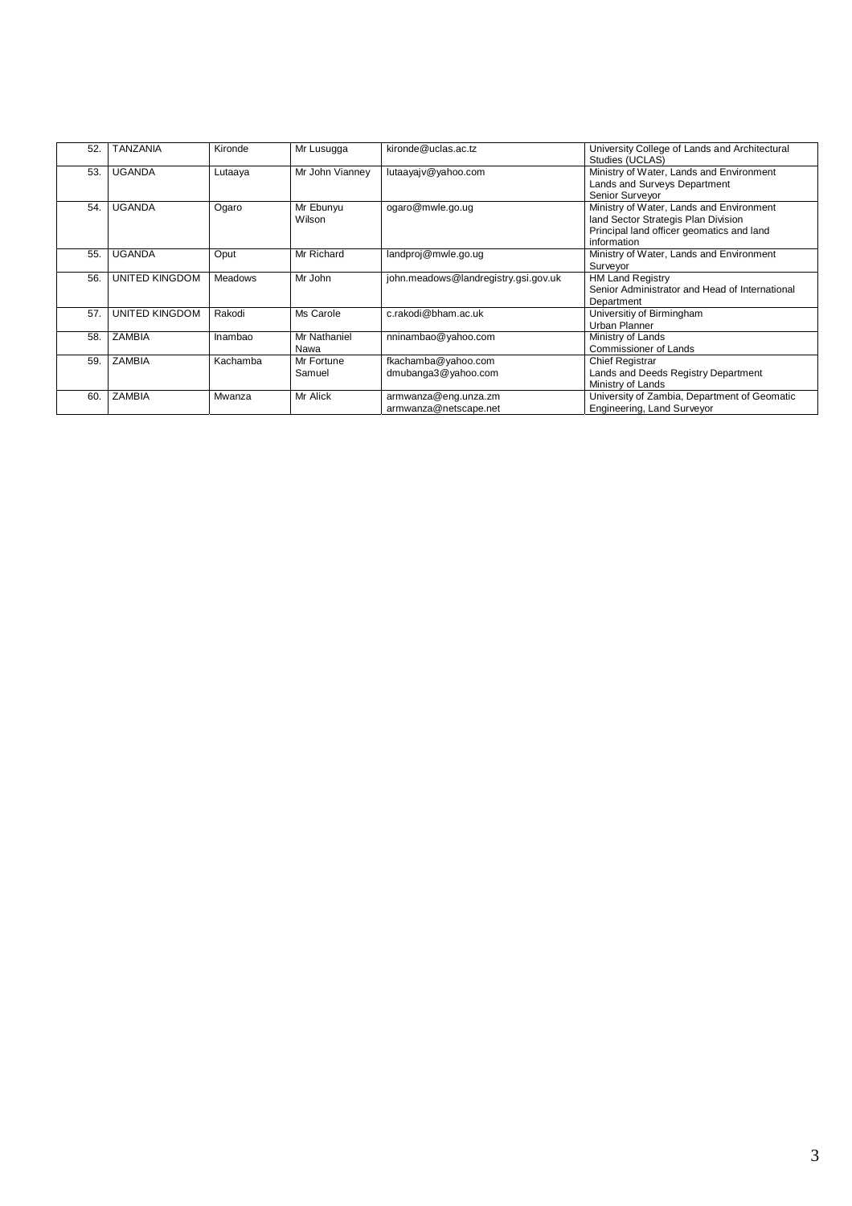| | | | | | |
|---|---|---|---|---|---|
| 52. | TANZANIA | Kironde | Mr Lusugga | kironde@uclas.ac.tz | University College of Lands and Architectural Studies (UCLAS) |
| 53. | UGANDA | Lutaaya | Mr John Vianney | lutaayajv@yahoo.com | Ministry of Water, Lands and Environment<br>Lands and Surveys Department<br>Senior Surveyor |
| 54. | UGANDA | Ogaro | Mr Ebunyu Wilson | ogaro@mwle.go.ug | Ministry of Water, Lands and Environment<br>land Sector Strategis Plan Division<br>Principal land officer geomatics and land information |
| 55. | UGANDA | Oput | Mr Richard | landproj@mwle.go.ug | Ministry of Water, Lands and Environment<br>Surveyor |
| 56. | UNITED KINGDOM | Meadows | Mr John | john.meadows@landregistry.gsi.gov.uk | HM Land Registry<br>Senior Administrator and Head of International Department |
| 57. | UNITED KINGDOM | Rakodi | Ms Carole | c.rakodi@bham.ac.uk | Universitiy of Birmingham<br>Urban Planner |
| 58. | ZAMBIA | Inambao | Mr Nathaniel Nawa | nninambao@yahoo.com | Ministry of Lands<br>Commissioner of Lands |
| 59. | ZAMBIA | Kachamba | Mr Fortune Samuel | fkachamba@yahoo.com<br>dmubanga3@yahoo.com | Chief Registrar<br>Lands and Deeds Registry Department<br>Ministry of Lands |
| 60. | ZAMBIA | Mwanza | Mr Alick | armwanza@eng.unza.zm<br>armwanza@netscape.net | University of Zambia, Department of Geomatic Engineering, Land Surveyor |